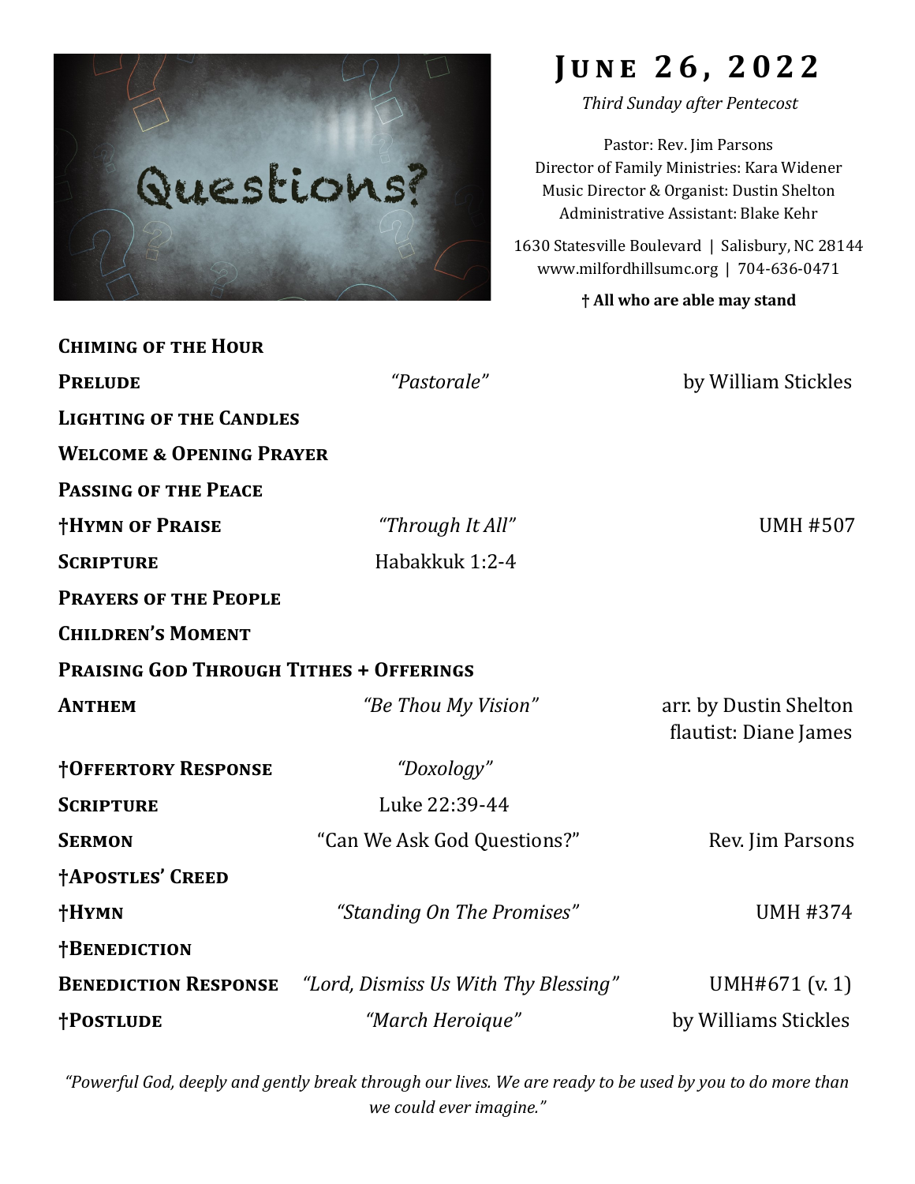# June 26, 2022

*Third Sunday after Pentecost*

Pastor: Rev. Jim Parsons
Director of Family Ministries: Kara Widener
Music Director & Organist: Dustin Shelton
Administrative Assistant: Blake Kehr

1630 Statesville Boulevard | Salisbury, NC 28144
www.milfordhillsumc.org | 704-636-0471

**† All who are able may stand**

| | | |
|---|---|---|
| **Chiming of the Hour** | | |
| **Prelude** | *"Pastorale"* | by William Stickles |
| **Lighting of the Candles** | | |
| **Welcome & Opening Prayer** | | |
| **Passing of the Peace** | | |
| **†Hymn of Praise** | *"Through It All"* | UMH #507 |
| **Scripture** | Habakkuk 1:2-4 | |
| **Prayers of the People** | | |
| **Children's Moment** | | |
| **Praising God Through Tithes + Offerings** | | |
| **Anthem** | *"Be Thou My Vision"* | arr. by Dustin Shelton<br>flautist: Diane James |
| **†Offertory Response** | *"Doxology"* | |
| **Scripture** | Luke 22:39-44 | |
| **Sermon** | "Can We Ask God Questions?" | Rev. Jim Parsons |
| **†Apostles' Creed** | | |
| **†Hymn** | *"Standing On The Promises"* | UMH #374 |
| **†Benediction** | | |
| **Benediction Response** | *"Lord, Dismiss Us With Thy Blessing"* | UMH#671 (v. 1) |
| **†Postlude** | *"March Heroique"* | by Williams Stickles |

*"Powerful God, deeply and gently break through our lives. We are ready to be used by you to do more than we could ever imagine."*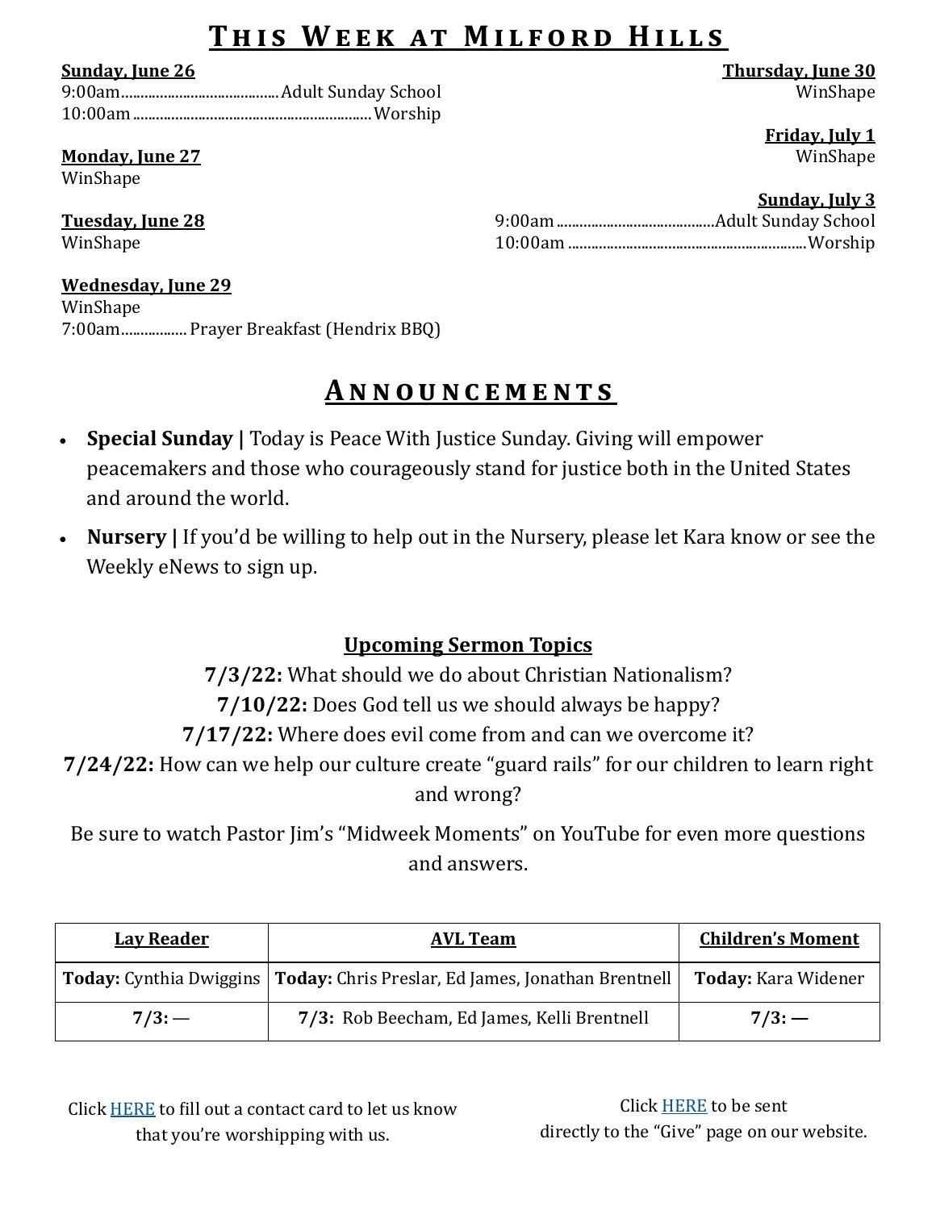# This Week at Milford Hills

**Sunday, June 26**
9:00am........................................Adult Sunday School
10:00am............................................................Worship

**Monday, June 27**
WinShape

**Tuesday, June 28**
WinShape

**Wednesday, June 29**
WinShape
7:00am................. Prayer Breakfast (Hendrix BBQ)

**Thursday, June 30**
WinShape

**Friday, July 1**
WinShape

**Sunday, July 3**
9:00am........................................Adult Sunday School
10:00am............................................................Worship

# Announcements

- **Special Sunday |** Today is Peace With Justice Sunday. Giving will empower peacemakers and those who courageously stand for justice both in the United States and around the world.
- **Nursery |** If you'd be willing to help out in the Nursery, please let Kara know or see the Weekly eNews to sign up.

## Upcoming Sermon Topics

**7/3/22:** What should we do about Christian Nationalism?
**7/10/22:** Does God tell us we should always be happy?
**7/17/22:** Where does evil come from and can we overcome it?
**7/24/22:** How can we help our culture create "guard rails" for our children to learn right and wrong?

Be sure to watch Pastor Jim's "Midweek Moments" on YouTube for even more questions and answers.

| Lay Reader | AVL Team | Children's Moment |
|---|---|---|
| **Today:** Cynthia Dwiggins | **Today:** Chris Preslar, Ed James, Jonathan Brentnell | **Today:** Kara Widener |
| **7/3:** — | **7/3:** Rob Beecham, Ed James, Kelli Brentnell | **7/3: —** |

Click HERE to fill out a contact card to let us know that you're worshipping with us.

Click HERE to be sent directly to the "Give" page on our website.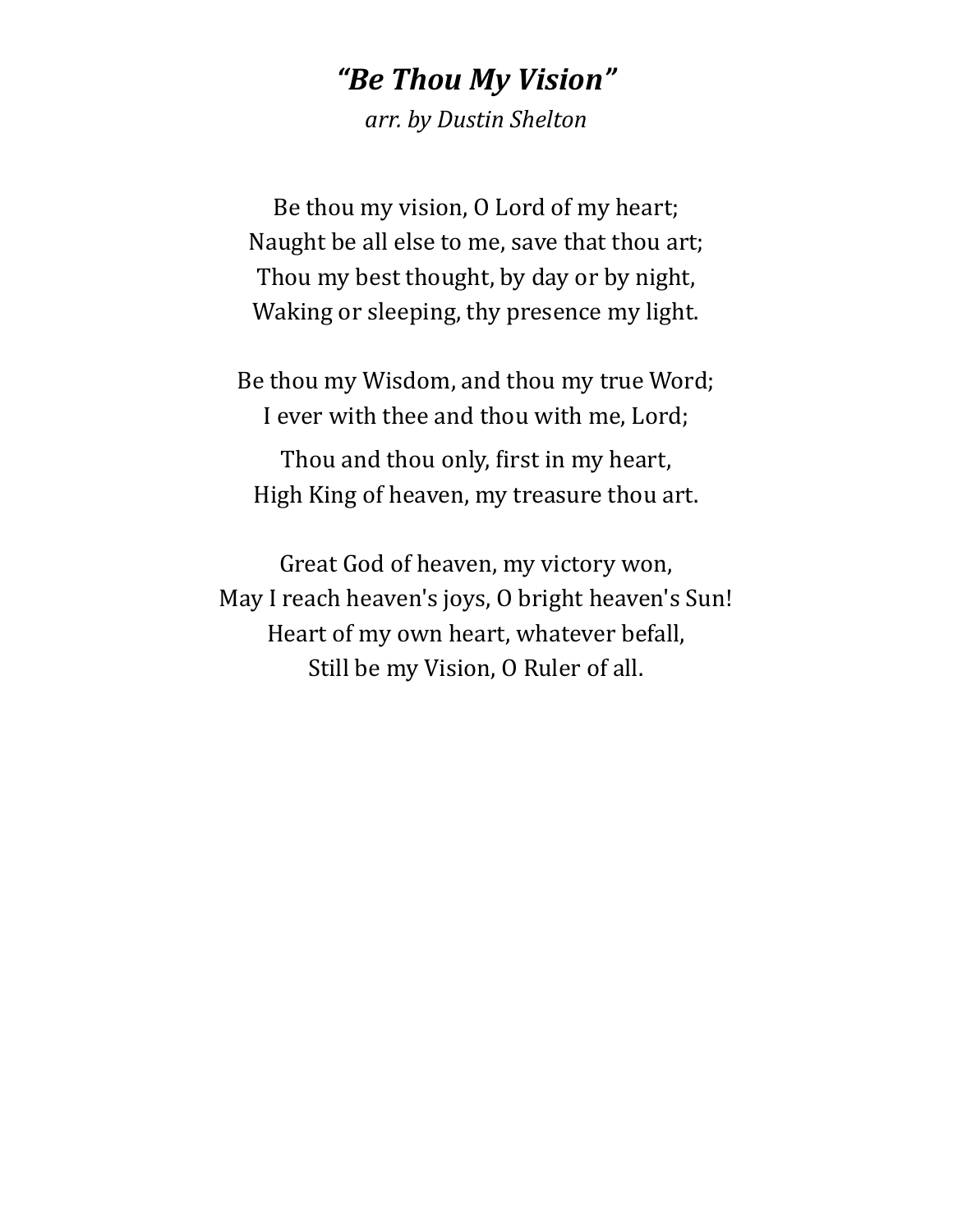# *"Be Thou My Vision"*

*arr. by Dustin Shelton*

Be thou my vision, O Lord of my heart;
Naught be all else to me, save that thou art;
Thou my best thought, by day or by night,
Waking or sleeping, thy presence my light.

Be thou my Wisdom, and thou my true Word;
I ever with thee and thou with me, Lord;
Thou and thou only, first in my heart,
High King of heaven, my treasure thou art.

Great God of heaven, my victory won,
May I reach heaven's joys, O bright heaven's Sun!
Heart of my own heart, whatever befall,
Still be my Vision, O Ruler of all.